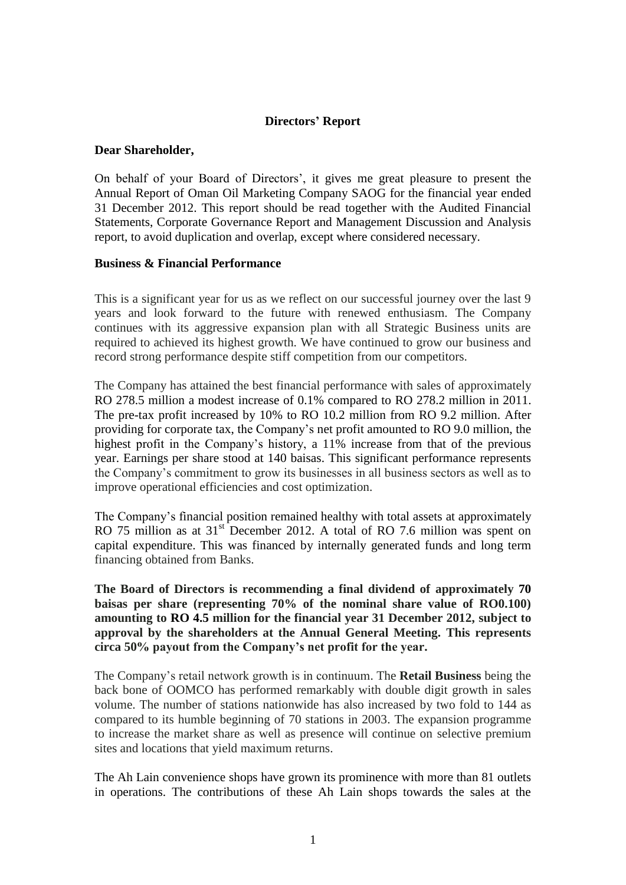## Directors' Report

**Dear Shareholder,**

On behalf of your Board of Directors', it gives me great pleasure to present the Annual Report of Oman Oil Marketing Company SAOG for the financial year ended 31 December 2012. This report should be read together with the Audited Financial Statements, Corporate Governance Report and Management Discussion and Analysis report, to avoid duplication and overlap, except where considered necessary.

### Business & Financial Performance

This is a significant year for us as we reflect on our successful journey over the last 9 years and look forward to the future with renewed enthusiasm. The Company continues with its aggressive expansion plan with all Strategic Business units are required to achieved its highest growth. We have continued to grow our business and record strong performance despite stiff competition from our competitors.

The Company has attained the best financial performance with sales of approximately RO 278.5 million a modest increase of 0.1% compared to RO 278.2 million in 2011. The pre-tax profit increased by 10% to RO 10.2 million from RO 9.2 million. After providing for corporate tax, the Company's net profit amounted to RO 9.0 million, the highest profit in the Company's history, a 11% increase from that of the previous year. Earnings per share stood at 140 baisas. This significant performance represents the Company's commitment to grow its businesses in all business sectors as well as to improve operational efficiencies and cost optimization.

The Company's financial position remained healthy with total assets at approximately RO 75 million as at 31st December 2012. A total of RO 7.6 million was spent on capital expenditure. This was financed by internally generated funds and long term financing obtained from Banks.

**The Board of Directors is recommending a final dividend of approximately 70 baisas per share (representing 70% of the nominal share value of RO0.100) amounting to RO 4.5 million for the financial year 31 December 2012, subject to approval by the shareholders at the Annual General Meeting. This represents circa 50% payout from the Company's net profit for the year.**

The Company's retail network growth is in continuum. The **Retail Business** being the back bone of OOMCO has performed remarkably with double digit growth in sales volume. The number of stations nationwide has also increased by two fold to 144 as compared to its humble beginning of 70 stations in 2003. The expansion programme to increase the market share as well as presence will continue on selective premium sites and locations that yield maximum returns.

The Ah Lain convenience shops have grown its prominence with more than 81 outlets in operations. The contributions of these Ah Lain shops towards the sales at the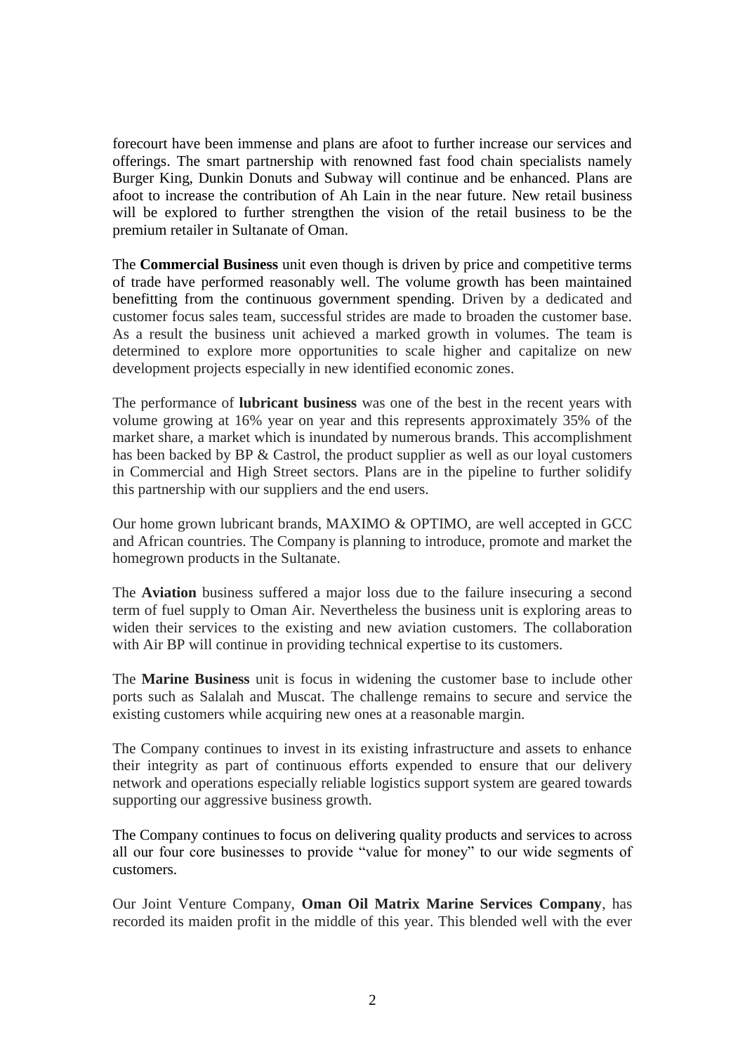forecourt have been immense and plans are afoot to further increase our services and offerings. The smart partnership with renowned fast food chain specialists namely Burger King, Dunkin Donuts and Subway will continue and be enhanced. Plans are afoot to increase the contribution of Ah Lain in the near future. New retail business will be explored to further strengthen the vision of the retail business to be the premium retailer in Sultanate of Oman.

The **Commercial Business** unit even though is driven by price and competitive terms of trade have performed reasonably well. The volume growth has been maintained benefitting from the continuous government spending. Driven by a dedicated and customer focus sales team, successful strides are made to broaden the customer base. As a result the business unit achieved a marked growth in volumes. The team is determined to explore more opportunities to scale higher and capitalize on new development projects especially in new identified economic zones.

The performance of **lubricant business** was one of the best in the recent years with volume growing at 16% year on year and this represents approximately 35% of the market share, a market which is inundated by numerous brands. This accomplishment has been backed by BP & Castrol, the product supplier as well as our loyal customers in Commercial and High Street sectors. Plans are in the pipeline to further solidify this partnership with our suppliers and the end users.

Our home grown lubricant brands, MAXIMO & OPTIMO, are well accepted in GCC and African countries. The Company is planning to introduce, promote and market the homegrown products in the Sultanate.

The **Aviation** business suffered a major loss due to the failure insecuring a second term of fuel supply to Oman Air. Nevertheless the business unit is exploring areas to widen their services to the existing and new aviation customers. The collaboration with Air BP will continue in providing technical expertise to its customers.

The **Marine Business** unit is focus in widening the customer base to include other ports such as Salalah and Muscat. The challenge remains to secure and service the existing customers while acquiring new ones at a reasonable margin.

The Company continues to invest in its existing infrastructure and assets to enhance their integrity as part of continuous efforts expended to ensure that our delivery network and operations especially reliable logistics support system are geared towards supporting our aggressive business growth.

The Company continues to focus on delivering quality products and services to across all our four core businesses to provide "value for money" to our wide segments of customers.

Our Joint Venture Company, **Oman Oil Matrix Marine Services Company**, has recorded its maiden profit in the middle of this year. This blended well with the ever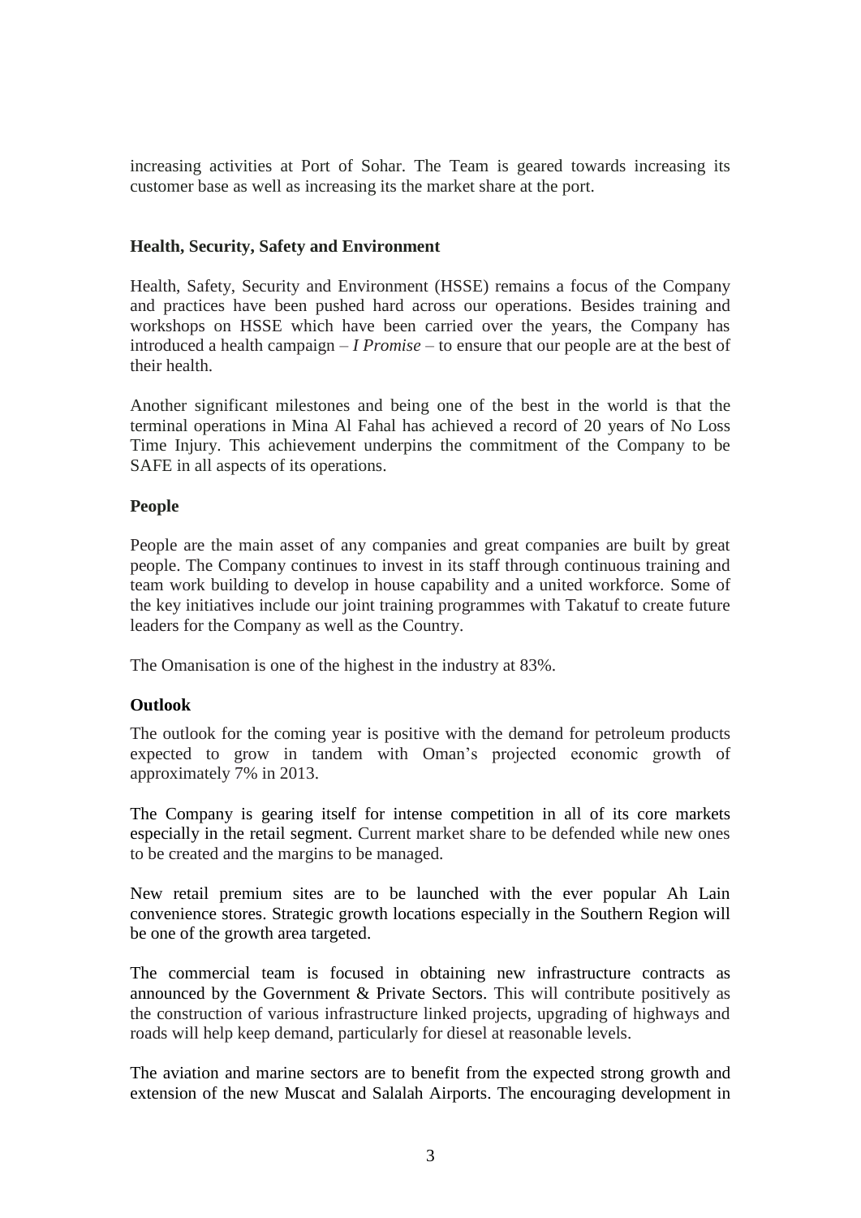increasing activities at Port of Sohar. The Team is geared towards increasing its customer base as well as increasing its the market share at the port.

### Health, Security, Safety and Environment

Health, Safety, Security and Environment (HSSE) remains a focus of the Company and practices have been pushed hard across our operations. Besides training and workshops on HSSE which have been carried over the years, the Company has introduced a health campaign – *I Promise* – to ensure that our people are at the best of their health.

Another significant milestones and being one of the best in the world is that the terminal operations in Mina Al Fahal has achieved a record of 20 years of No Loss Time Injury. This achievement underpins the commitment of the Company to be SAFE in all aspects of its operations.

### People

People are the main asset of any companies and great companies are built by great people. The Company continues to invest in its staff through continuous training and team work building to develop in house capability and a united workforce. Some of the key initiatives include our joint training programmes with Takatuf to create future leaders for the Company as well as the Country.

The Omanisation is one of the highest in the industry at 83%.

### Outlook

The outlook for the coming year is positive with the demand for petroleum products expected to grow in tandem with Oman's projected economic growth of approximately 7% in 2013.

The Company is gearing itself for intense competition in all of its core markets especially in the retail segment. Current market share to be defended while new ones to be created and the margins to be managed.

New retail premium sites are to be launched with the ever popular Ah Lain convenience stores. Strategic growth locations especially in the Southern Region will be one of the growth area targeted.

The commercial team is focused in obtaining new infrastructure contracts as announced by the Government & Private Sectors. This will contribute positively as the construction of various infrastructure linked projects, upgrading of highways and roads will help keep demand, particularly for diesel at reasonable levels.

The aviation and marine sectors are to benefit from the expected strong growth and extension of the new Muscat and Salalah Airports. The encouraging development in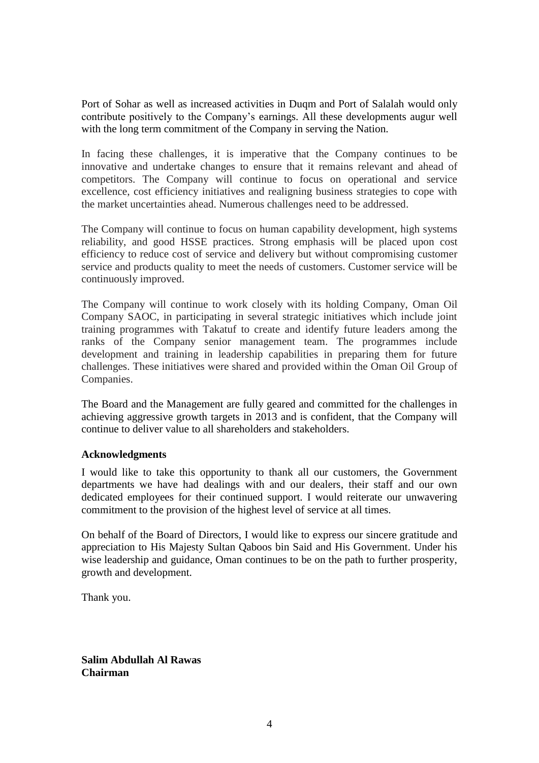Port of Sohar as well as increased activities in Duqm and Port of Salalah would only contribute positively to the Company's earnings. All these developments augur well with the long term commitment of the Company in serving the Nation.

In facing these challenges, it is imperative that the Company continues to be innovative and undertake changes to ensure that it remains relevant and ahead of competitors. The Company will continue to focus on operational and service excellence, cost efficiency initiatives and realigning business strategies to cope with the market uncertainties ahead. Numerous challenges need to be addressed.

The Company will continue to focus on human capability development, high systems reliability, and good HSSE practices. Strong emphasis will be placed upon cost efficiency to reduce cost of service and delivery but without compromising customer service and products quality to meet the needs of customers. Customer service will be continuously improved.

The Company will continue to work closely with its holding Company, Oman Oil Company SAOC, in participating in several strategic initiatives which include joint training programmes with Takatuf to create and identify future leaders among the ranks of the Company senior management team. The programmes include development and training in leadership capabilities in preparing them for future challenges. These initiatives were shared and provided within the Oman Oil Group of Companies.

The Board and the Management are fully geared and committed for the challenges in achieving aggressive growth targets in 2013 and is confident, that the Company will continue to deliver value to all shareholders and stakeholders.

**Acknowledgments**

I would like to take this opportunity to thank all our customers, the Government departments we have had dealings with and our dealers, their staff and our own dedicated employees for their continued support. I would reiterate our unwavering commitment to the provision of the highest level of service at all times.

On behalf of the Board of Directors, I would like to express our sincere gratitude and appreciation to His Majesty Sultan Qaboos bin Said and His Government. Under his wise leadership and guidance, Oman continues to be on the path to further prosperity, growth and development.

Thank you.

**Salim Abdullah Al Rawas**
**Chairman**